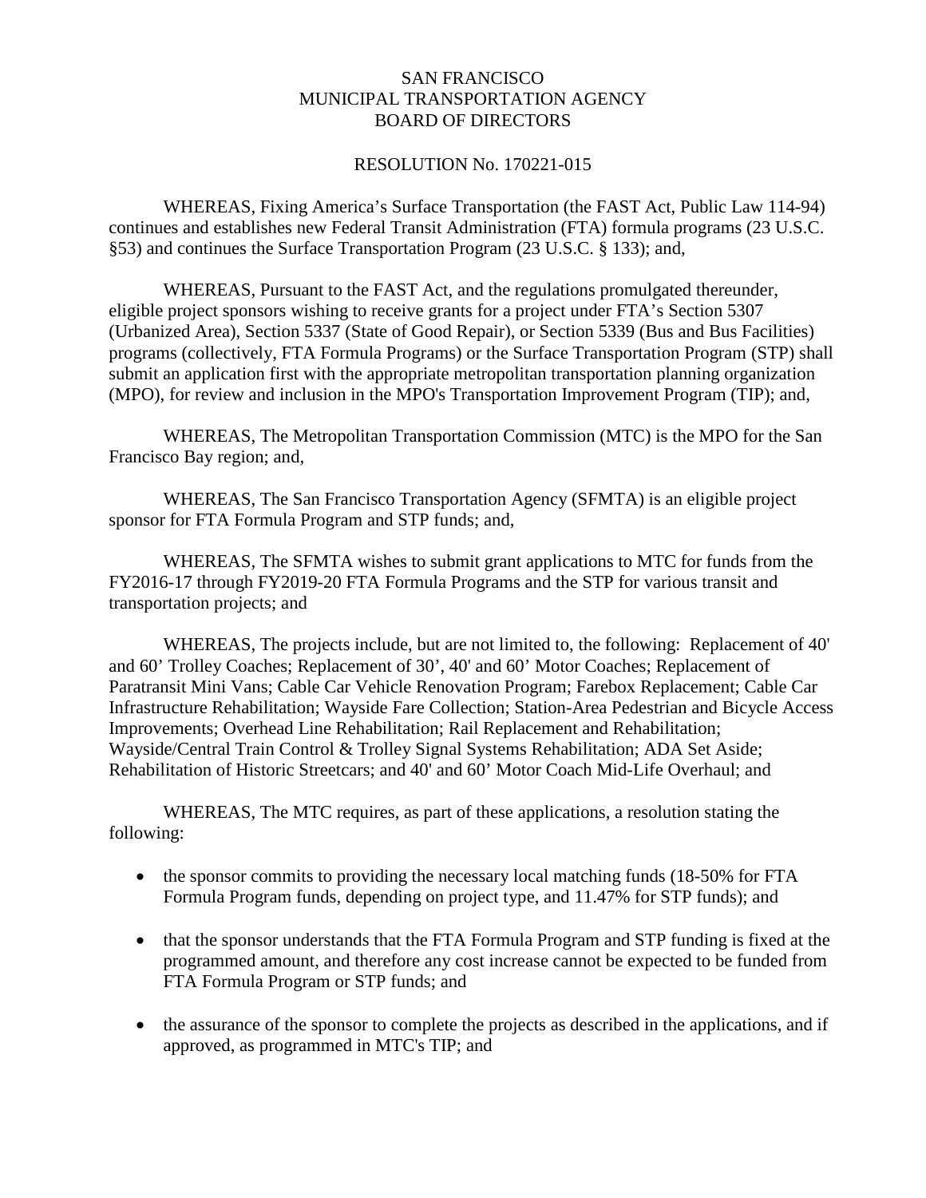SAN FRANCISCO
MUNICIPAL TRANSPORTATION AGENCY
BOARD OF DIRECTORS

RESOLUTION No. 170221-015

WHEREAS, Fixing America's Surface Transportation (the FAST Act, Public Law 114-94) continues and establishes new Federal Transit Administration (FTA) formula programs (23 U.S.C. §53) and continues the Surface Transportation Program (23 U.S.C. § 133); and,

WHEREAS, Pursuant to the FAST Act, and the regulations promulgated thereunder, eligible project sponsors wishing to receive grants for a project under FTA's Section 5307 (Urbanized Area), Section 5337 (State of Good Repair), or Section 5339 (Bus and Bus Facilities) programs (collectively, FTA Formula Programs) or the Surface Transportation Program (STP) shall submit an application first with the appropriate metropolitan transportation planning organization (MPO), for review and inclusion in the MPO's Transportation Improvement Program (TIP); and,

WHEREAS, The Metropolitan Transportation Commission (MTC) is the MPO for the San Francisco Bay region; and,

WHEREAS, The San Francisco Transportation Agency (SFMTA) is an eligible project sponsor for FTA Formula Program and STP funds; and,

WHEREAS, The SFMTA wishes to submit grant applications to MTC for funds from the FY2016-17 through FY2019-20 FTA Formula Programs and the STP for various transit and transportation projects; and

WHEREAS, The projects include, but are not limited to, the following: Replacement of 40' and 60' Trolley Coaches; Replacement of 30', 40' and 60' Motor Coaches; Replacement of Paratransit Mini Vans; Cable Car Vehicle Renovation Program; Farebox Replacement; Cable Car Infrastructure Rehabilitation; Wayside Fare Collection; Station-Area Pedestrian and Bicycle Access Improvements; Overhead Line Rehabilitation; Rail Replacement and Rehabilitation; Wayside/Central Train Control & Trolley Signal Systems Rehabilitation; ADA Set Aside; Rehabilitation of Historic Streetcars; and 40' and 60' Motor Coach Mid-Life Overhaul; and

WHEREAS, The MTC requires, as part of these applications, a resolution stating the following:

- the sponsor commits to providing the necessary local matching funds (18-50% for FTA Formula Program funds, depending on project type, and 11.47% for STP funds); and
- that the sponsor understands that the FTA Formula Program and STP funding is fixed at the programmed amount, and therefore any cost increase cannot be expected to be funded from FTA Formula Program or STP funds; and
- the assurance of the sponsor to complete the projects as described in the applications, and if approved, as programmed in MTC's TIP; and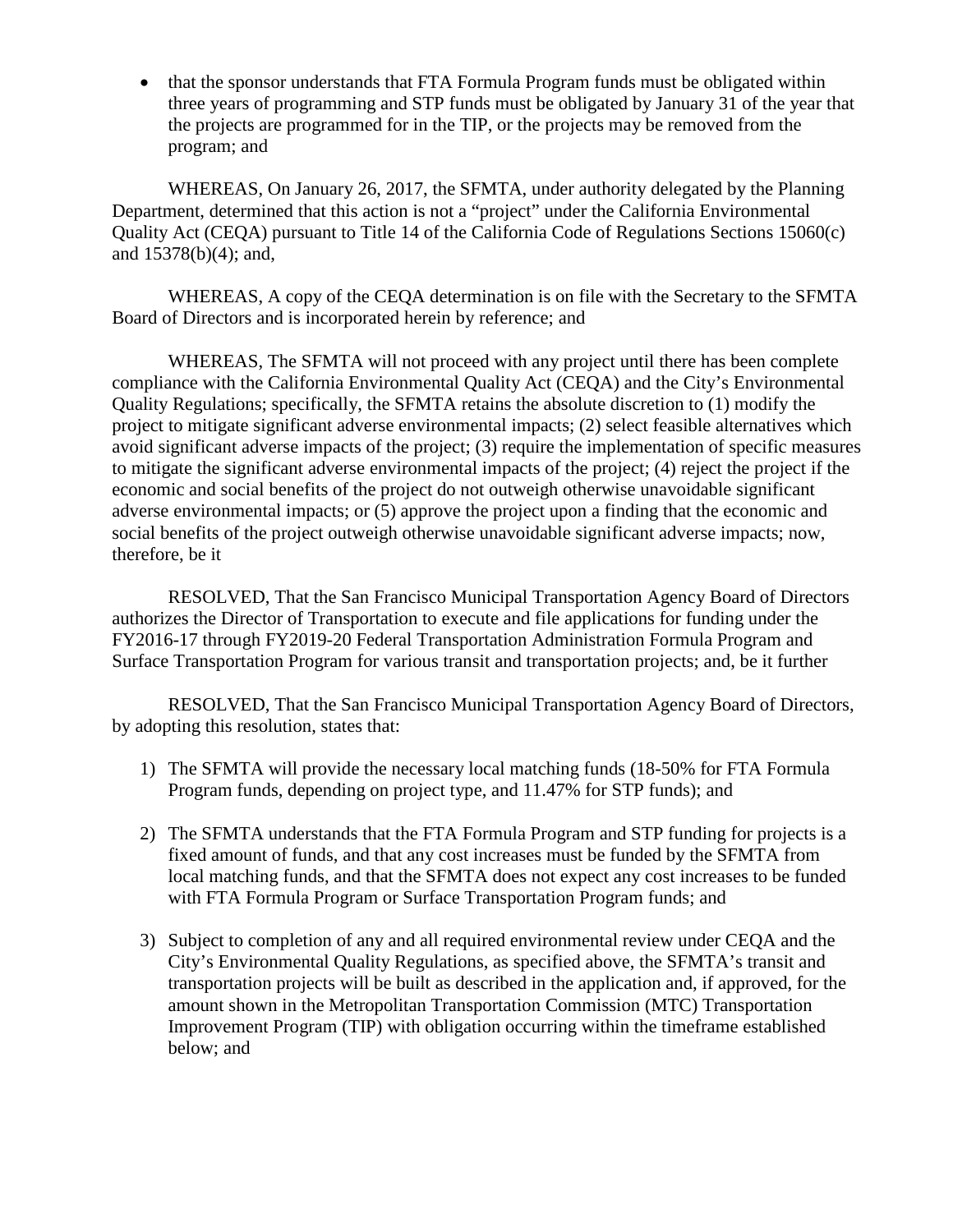- that the sponsor understands that FTA Formula Program funds must be obligated within three years of programming and STP funds must be obligated by January 31 of the year that the projects are programmed for in the TIP, or the projects may be removed from the program; and

WHEREAS, On January 26, 2017, the SFMTA, under authority delegated by the Planning Department, determined that this action is not a "project" under the California Environmental Quality Act (CEQA) pursuant to Title 14 of the California Code of Regulations Sections 15060(c) and 15378(b)(4); and,

WHEREAS, A copy of the CEQA determination is on file with the Secretary to the SFMTA Board of Directors and is incorporated herein by reference; and

WHEREAS, The SFMTA will not proceed with any project until there has been complete compliance with the California Environmental Quality Act (CEQA) and the City's Environmental Quality Regulations; specifically, the SFMTA retains the absolute discretion to (1) modify the project to mitigate significant adverse environmental impacts; (2) select feasible alternatives which avoid significant adverse impacts of the project; (3) require the implementation of specific measures to mitigate the significant adverse environmental impacts of the project; (4) reject the project if the economic and social benefits of the project do not outweigh otherwise unavoidable significant adverse environmental impacts; or (5) approve the project upon a finding that the economic and social benefits of the project outweigh otherwise unavoidable significant adverse impacts; now, therefore, be it

RESOLVED, That the San Francisco Municipal Transportation Agency Board of Directors authorizes the Director of Transportation to execute and file applications for funding under the FY2016-17 through FY2019-20 Federal Transportation Administration Formula Program and Surface Transportation Program for various transit and transportation projects; and, be it further

RESOLVED, That the San Francisco Municipal Transportation Agency Board of Directors, by adopting this resolution, states that:

1) The SFMTA will provide the necessary local matching funds (18-50% for FTA Formula Program funds, depending on project type, and 11.47% for STP funds); and

2) The SFMTA understands that the FTA Formula Program and STP funding for projects is a fixed amount of funds, and that any cost increases must be funded by the SFMTA from local matching funds, and that the SFMTA does not expect any cost increases to be funded with FTA Formula Program or Surface Transportation Program funds; and

3) Subject to completion of any and all required environmental review under CEQA and the City's Environmental Quality Regulations, as specified above, the SFMTA's transit and transportation projects will be built as described in the application and, if approved, for the amount shown in the Metropolitan Transportation Commission (MTC) Transportation Improvement Program (TIP) with obligation occurring within the timeframe established below; and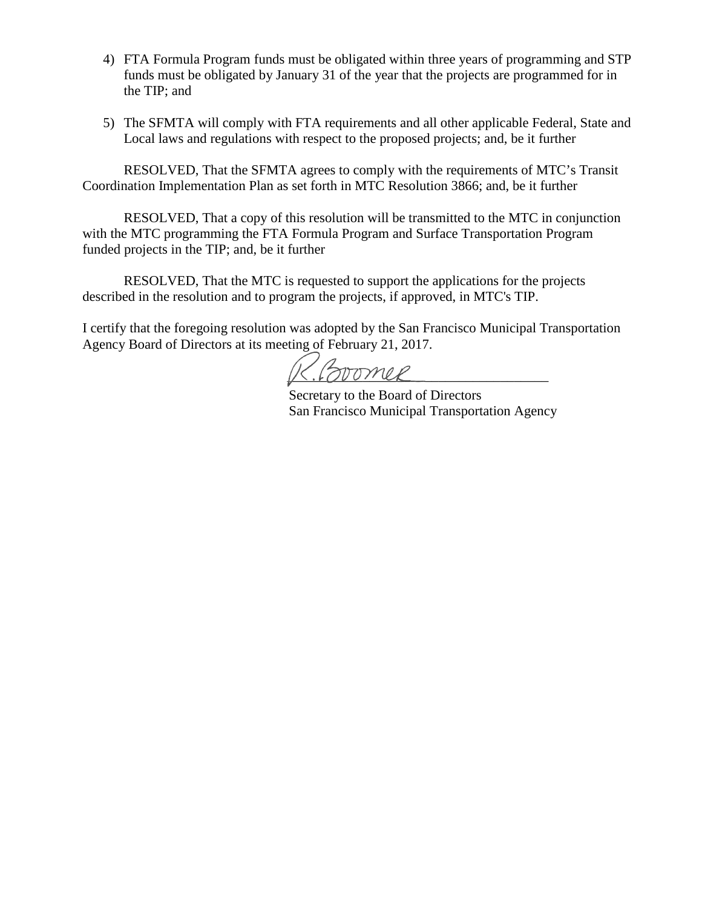4) FTA Formula Program funds must be obligated within three years of programming and STP funds must be obligated by January 31 of the year that the projects are programmed for in the TIP; and

5) The SFMTA will comply with FTA requirements and all other applicable Federal, State and Local laws and regulations with respect to the proposed projects; and, be it further

RESOLVED, That the SFMTA agrees to comply with the requirements of MTC's Transit Coordination Implementation Plan as set forth in MTC Resolution 3866; and, be it further

RESOLVED, That a copy of this resolution will be transmitted to the MTC in conjunction with the MTC programming the FTA Formula Program and Surface Transportation Program funded projects in the TIP; and, be it further

RESOLVED, That the MTC is requested to support the applications for the projects described in the resolution and to program the projects, if approved, in MTC's TIP.

I certify that the foregoing resolution was adopted by the San Francisco Municipal Transportation Agency Board of Directors at its meeting of February 21, 2017.

R. Boomer

Secretary to the Board of Directors
San Francisco Municipal Transportation Agency